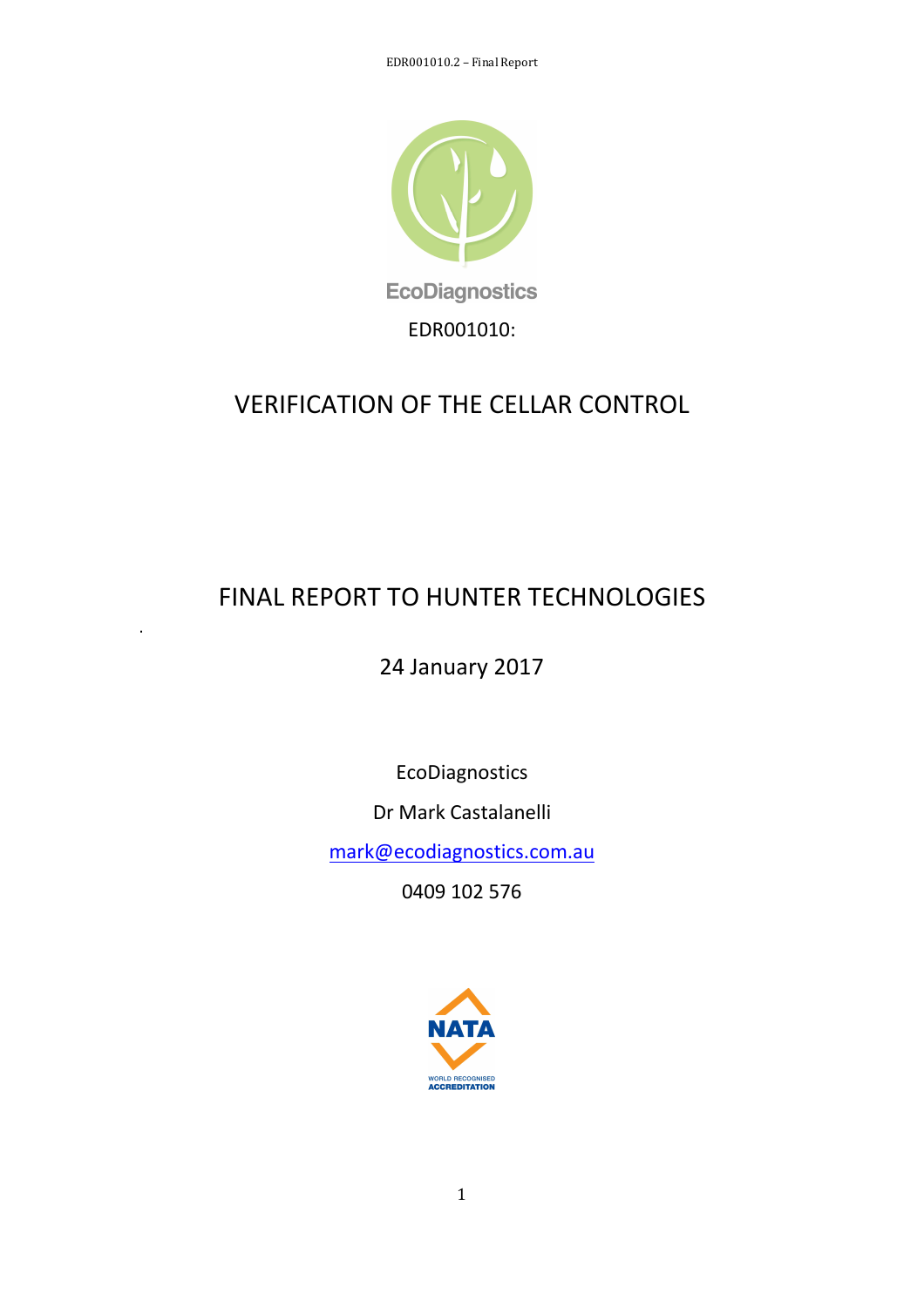EcoDiagnostics

EDR001010:

# VERIFICATION OF THE CELLAR CONTROL

## FINAL REPORT TO HUNTER TECHNOLOGIES

24 January 2017

EcoDiagnostics

Dr Mark Castalanelli

mark@ecodiagnostics.com.au

0409 102 576

NATA

WORLD RECOGNISED ACCREDITATION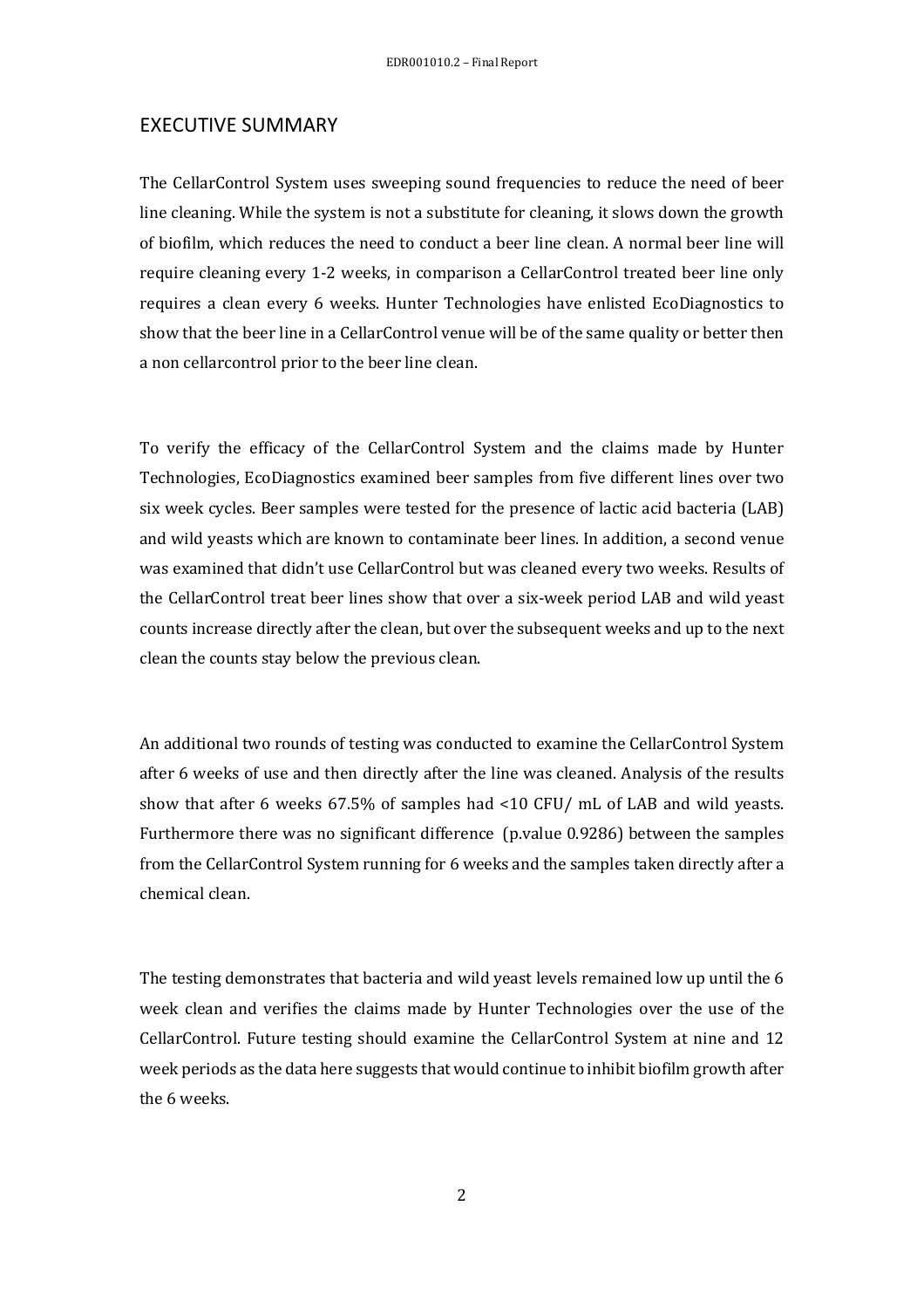## EXECUTIVE SUMMARY

The CellarControl System uses sweeping sound frequencies to reduce the need of beer line cleaning. While the system is not a substitute for cleaning, it slows down the growth of biofilm, which reduces the need to conduct a beer line clean. A normal beer line will require cleaning every 1-2 weeks, in comparison a CellarControl treated beer line only requires a clean every 6 weeks. Hunter Technologies have enlisted EcoDiagnostics to show that the beer line in a CellarControl venue will be of the same quality or better then a non cellarcontrol prior to the beer line clean.

To verify the efficacy of the CellarControl System and the claims made by Hunter Technologies, EcoDiagnostics examined beer samples from five different lines over two six week cycles. Beer samples were tested for the presence of lactic acid bacteria (LAB) and wild yeasts which are known to contaminate beer lines. In addition, a second venue was examined that didn't use CellarControl but was cleaned every two weeks. Results of the CellarControl treat beer lines show that over a six-week period LAB and wild yeast counts increase directly after the clean, but over the subsequent weeks and up to the next clean the counts stay below the previous clean.

An additional two rounds of testing was conducted to examine the CellarControl System after 6 weeks of use and then directly after the line was cleaned. Analysis of the results show that after 6 weeks 67.5% of samples had <10 CFU/ mL of LAB and wild yeasts. Furthermore there was no significant difference (p.value 0.9286) between the samples from the CellarControl System running for 6 weeks and the samples taken directly after a chemical clean.

The testing demonstrates that bacteria and wild yeast levels remained low up until the 6 week clean and verifies the claims made by Hunter Technologies over the use of the CellarControl. Future testing should examine the CellarControl System at nine and 12 week periods as the data here suggests that would continue to inhibit biofilm growth after the 6 weeks.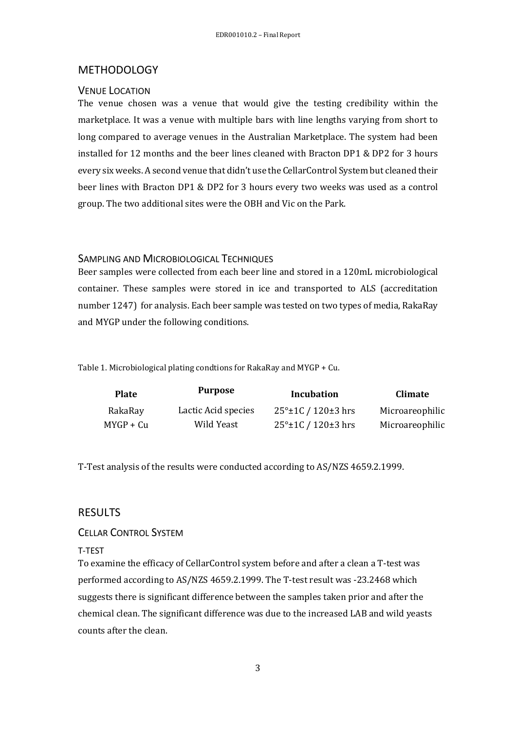# METHODOLOGY

## VENUE LOCATION

The venue chosen was a venue that would give the testing credibility within the marketplace. It was a venue with multiple bars with line lengths varying from short to long compared to average venues in the Australian Marketplace. The system had been installed for 12 months and the beer lines cleaned with Bracton DP1 & DP2 for 3 hours every six weeks. A second venue that didn't use the CellarControl System but cleaned their beer lines with Bracton DP1 & DP2 for 3 hours every two weeks was used as a control group. The two additional sites were the OBH and Vic on the Park.

## SAMPLING AND MICROBIOLOGICAL TECHNIQUES

Beer samples were collected from each beer line and stored in a 120mL microbiological container. These samples were stored in ice and transported to ALS (accreditation number 1247) for analysis. Each beer sample was tested on two types of media, RakaRay and MYGP under the following conditions.

Table 1. Microbiological plating condtions for RakaRay and MYGP + Cu.

| Plate | Purpose | Incubation | Climate |
|---|---|---|---|
| RakaRay | Lactic Acid species | 25°±1C / 120±3 hrs | Microareophilic |
| MYGP + Cu | Wild Yeast | 25°±1C / 120±3 hrs | Microareophilic |

T-Test analysis of the results were conducted according to AS/NZS 4659.2.1999.

# RESULTS

## CELLAR CONTROL SYSTEM

### T-TEST

To examine the efficacy of CellarControl system before and after a clean a T-test was performed according to AS/NZS 4659.2.1999. The T-test result was -23.2468 which suggests there is significant difference between the samples taken prior and after the chemical clean. The significant difference was due to the increased LAB and wild yeasts counts after the clean.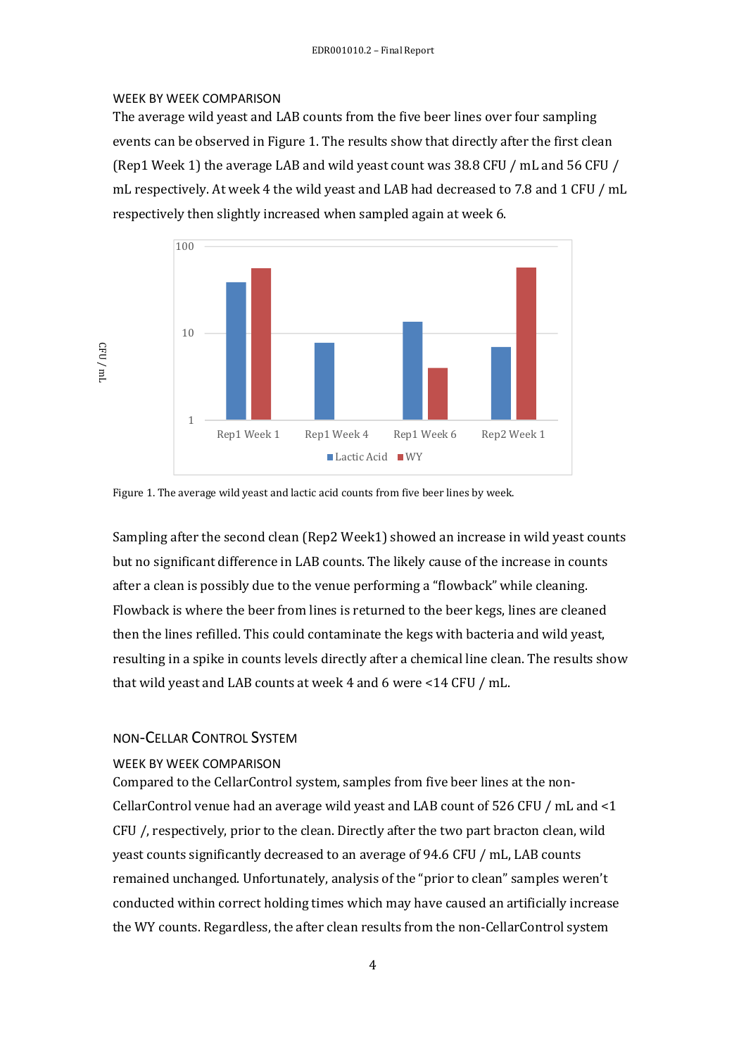## WEEK BY WEEK COMPARISON

The average wild yeast and LAB counts from the five beer lines over four sampling events can be observed in Figure 1. The results show that directly after the first clean (Rep1 Week 1) the average LAB and wild yeast count was 38.8 CFU / mL and 56 CFU / mL respectively. At week 4 the wild yeast and LAB had decreased to 7.8 and 1 CFU / mL respectively then slightly increased when sampled again at week 6.

Figure 1. The average wild yeast and lactic acid counts from five beer lines by week.

Sampling after the second clean (Rep2 Week1) showed an increase in wild yeast counts but no significant difference in LAB counts. The likely cause of the increase in counts after a clean is possibly due to the venue performing a "flowback" while cleaning. Flowback is where the beer from lines is returned to the beer kegs, lines are cleaned then the lines refilled. This could contaminate the kegs with bacteria and wild yeast, resulting in a spike in counts levels directly after a chemical line clean. The results show that wild yeast and LAB counts at week 4 and 6 were <14 CFU / mL.

# NON-CELLAR CONTROL SYSTEM

## WEEK BY WEEK COMPARISON

Compared to the CellarControl system, samples from five beer lines at the non-CellarControl venue had an average wild yeast and LAB count of 526 CFU / mL and <1 CFU /, respectively, prior to the clean. Directly after the two part bracton clean, wild yeast counts significantly decreased to an average of 94.6 CFU / mL, LAB counts remained unchanged. Unfortunately, analysis of the "prior to clean" samples weren't conducted within correct holding times which may have caused an artificially increase the WY counts. Regardless, the after clean results from the non-CellarControl system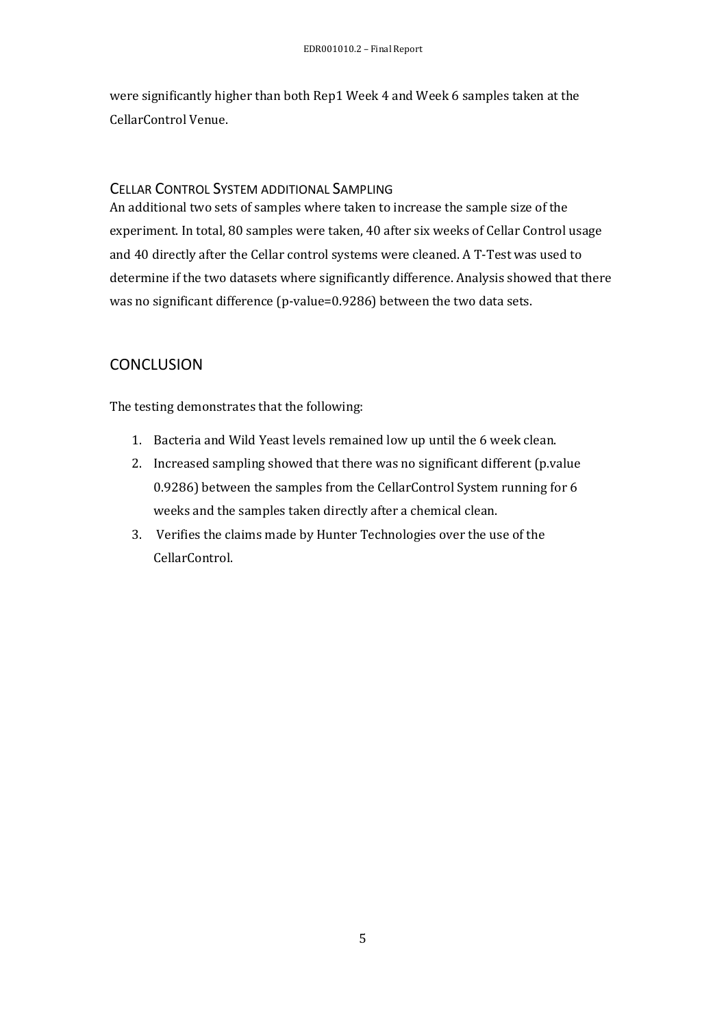were significantly higher than both Rep1 Week 4 and Week 6 samples taken at the CellarControl Venue.

### Cellar Control System additional Sampling

An additional two sets of samples where taken to increase the sample size of the experiment. In total, 80 samples were taken, 40 after six weeks of Cellar Control usage and 40 directly after the Cellar control systems were cleaned. A T-Test was used to determine if the two datasets where significantly difference. Analysis showed that there was no significant difference (p-value=0.9286) between the two data sets.

## CONCLUSION

The testing demonstrates that the following:

1. Bacteria and Wild Yeast levels remained low up until the 6 week clean.
2. Increased sampling showed that there was no significant different (p.value 0.9286) between the samples from the CellarControl System running for 6 weeks and the samples taken directly after a chemical clean.
3. Verifies the claims made by Hunter Technologies over the use of the CellarControl.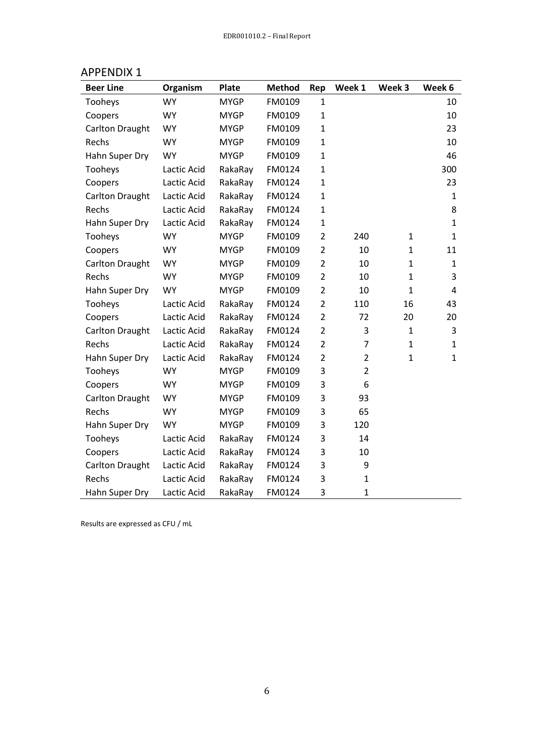## APPENDIX 1

| Beer Line | Organism | Plate | Method | Rep | Week 1 | Week 3 | Week 6 |
|---|---|---|---|---|---|---|---|
| Tooheys | WY | MYGP | FM0109 | 1 | | | 10 |
| Coopers | WY | MYGP | FM0109 | 1 | | | 10 |
| Carlton Draught | WY | MYGP | FM0109 | 1 | | | 23 |
| Rechs | WY | MYGP | FM0109 | 1 | | | 10 |
| Hahn Super Dry | WY | MYGP | FM0109 | 1 | | | 46 |
| Tooheys | Lactic Acid | RakaRay | FM0124 | 1 | | | 300 |
| Coopers | Lactic Acid | RakaRay | FM0124 | 1 | | | 23 |
| Carlton Draught | Lactic Acid | RakaRay | FM0124 | 1 | | | 1 |
| Rechs | Lactic Acid | RakaRay | FM0124 | 1 | | | 8 |
| Hahn Super Dry | Lactic Acid | RakaRay | FM0124 | 1 | | | 1 |
| Tooheys | WY | MYGP | FM0109 | 2 | 240 | 1 | 1 |
| Coopers | WY | MYGP | FM0109 | 2 | 10 | 1 | 11 |
| Carlton Draught | WY | MYGP | FM0109 | 2 | 10 | 1 | 1 |
| Rechs | WY | MYGP | FM0109 | 2 | 10 | 1 | 3 |
| Hahn Super Dry | WY | MYGP | FM0109 | 2 | 10 | 1 | 4 |
| Tooheys | Lactic Acid | RakaRay | FM0124 | 2 | 110 | 16 | 43 |
| Coopers | Lactic Acid | RakaRay | FM0124 | 2 | 72 | 20 | 20 |
| Carlton Draught | Lactic Acid | RakaRay | FM0124 | 2 | 3 | 1 | 3 |
| Rechs | Lactic Acid | RakaRay | FM0124 | 2 | 7 | 1 | 1 |
| Hahn Super Dry | Lactic Acid | RakaRay | FM0124 | 2 | 2 | 1 | 1 |
| Tooheys | WY | MYGP | FM0109 | 3 | 2 | | |
| Coopers | WY | MYGP | FM0109 | 3 | 6 | | |
| Carlton Draught | WY | MYGP | FM0109 | 3 | 93 | | |
| Rechs | WY | MYGP | FM0109 | 3 | 65 | | |
| Hahn Super Dry | WY | MYGP | FM0109 | 3 | 120 | | |
| Tooheys | Lactic Acid | RakaRay | FM0124 | 3 | 14 | | |
| Coopers | Lactic Acid | RakaRay | FM0124 | 3 | 10 | | |
| Carlton Draught | Lactic Acid | RakaRay | FM0124 | 3 | 9 | | |
| Rechs | Lactic Acid | RakaRay | FM0124 | 3 | 1 | | |
| Hahn Super Dry | Lactic Acid | RakaRay | FM0124 | 3 | 1 | | |

Results are expressed as CFU / mL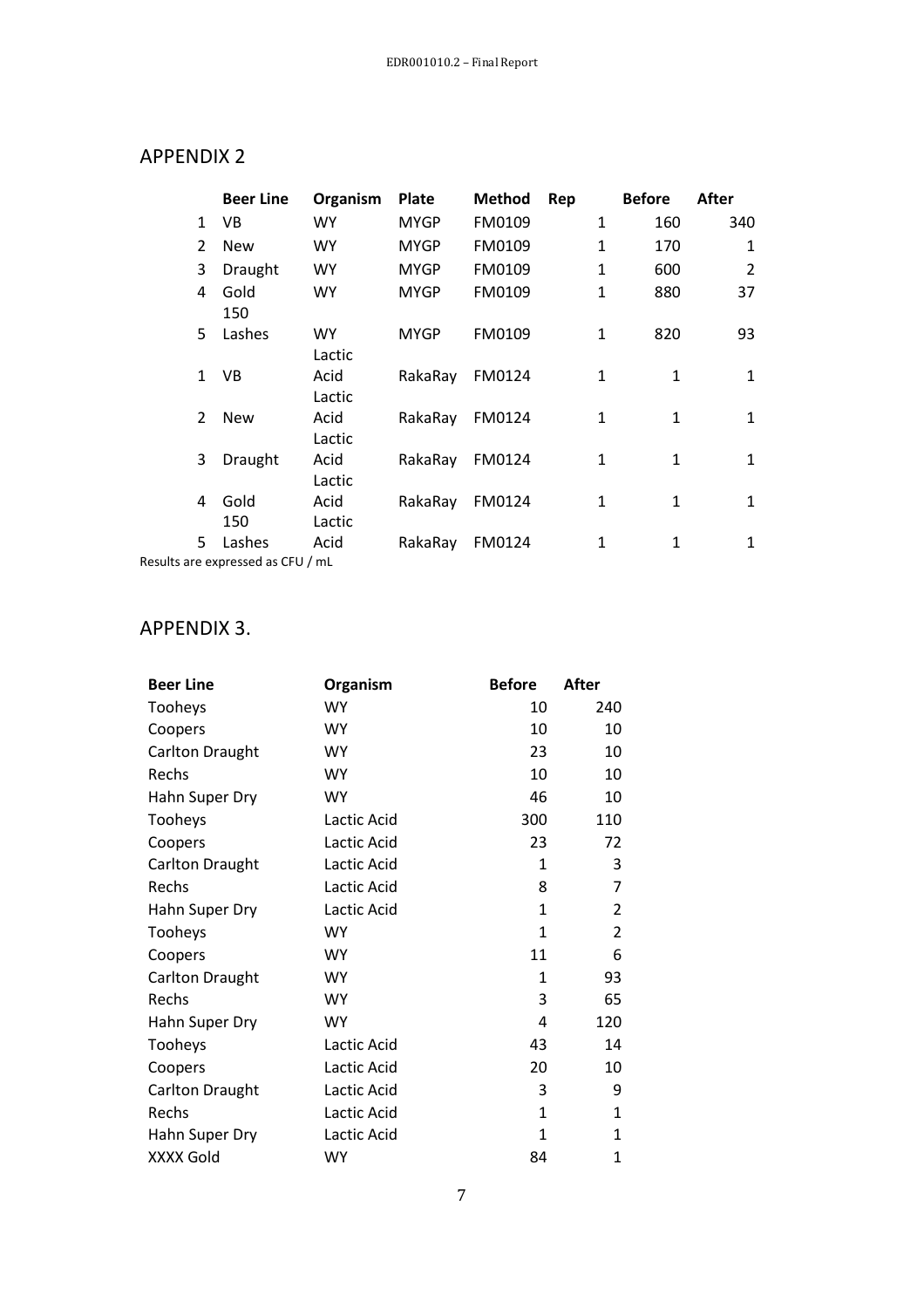## APPENDIX 2

| | Beer Line | Organism | Plate | Method | Rep | Before | After |
|---|---|---|---|---|---|---|---|
| 1 | VB | WY | MYGP | FM0109 | 1 | 160 | 340 |
| 2 | New | WY | MYGP | FM0109 | 1 | 170 | 1 |
| 3 | Draught | WY | MYGP | FM0109 | 1 | 600 | 2 |
| 4 | Gold 150 | WY | MYGP | FM0109 | 1 | 880 | 37 |
| 5 | Lashes | WY | MYGP | FM0109 | 1 | 820 | 93 |
| 1 | VB | Lactic Acid | RakaRay | FM0124 | 1 | 1 | 1 |
| 2 | New | Lactic Acid | RakaRay | FM0124 | 1 | 1 | 1 |
| 3 | Draught | Lactic Acid | RakaRay | FM0124 | 1 | 1 | 1 |
| 4 | Gold 150 | Lactic Acid | RakaRay | FM0124 | 1 | 1 | 1 |
| 5 | Lashes | Lactic Acid | RakaRay | FM0124 | 1 | 1 | 1 |

Results are expressed as CFU / mL

## APPENDIX 3.

| Beer Line | Organism | Before | After |
|---|---|---|---|
| Tooheys | WY | 10 | 240 |
| Coopers | WY | 10 | 10 |
| Carlton Draught | WY | 23 | 10 |
| Rechs | WY | 10 | 10 |
| Hahn Super Dry | WY | 46 | 10 |
| Tooheys | Lactic Acid | 300 | 110 |
| Coopers | Lactic Acid | 23 | 72 |
| Carlton Draught | Lactic Acid | 1 | 3 |
| Rechs | Lactic Acid | 8 | 7 |
| Hahn Super Dry | Lactic Acid | 1 | 2 |
| Tooheys | WY | 1 | 2 |
| Coopers | WY | 11 | 6 |
| Carlton Draught | WY | 1 | 93 |
| Rechs | WY | 3 | 65 |
| Hahn Super Dry | WY | 4 | 120 |
| Tooheys | Lactic Acid | 43 | 14 |
| Coopers | Lactic Acid | 20 | 10 |
| Carlton Draught | Lactic Acid | 3 | 9 |
| Rechs | Lactic Acid | 1 | 1 |
| Hahn Super Dry | Lactic Acid | 1 | 1 |
| XXXX Gold | WY | 84 | 1 |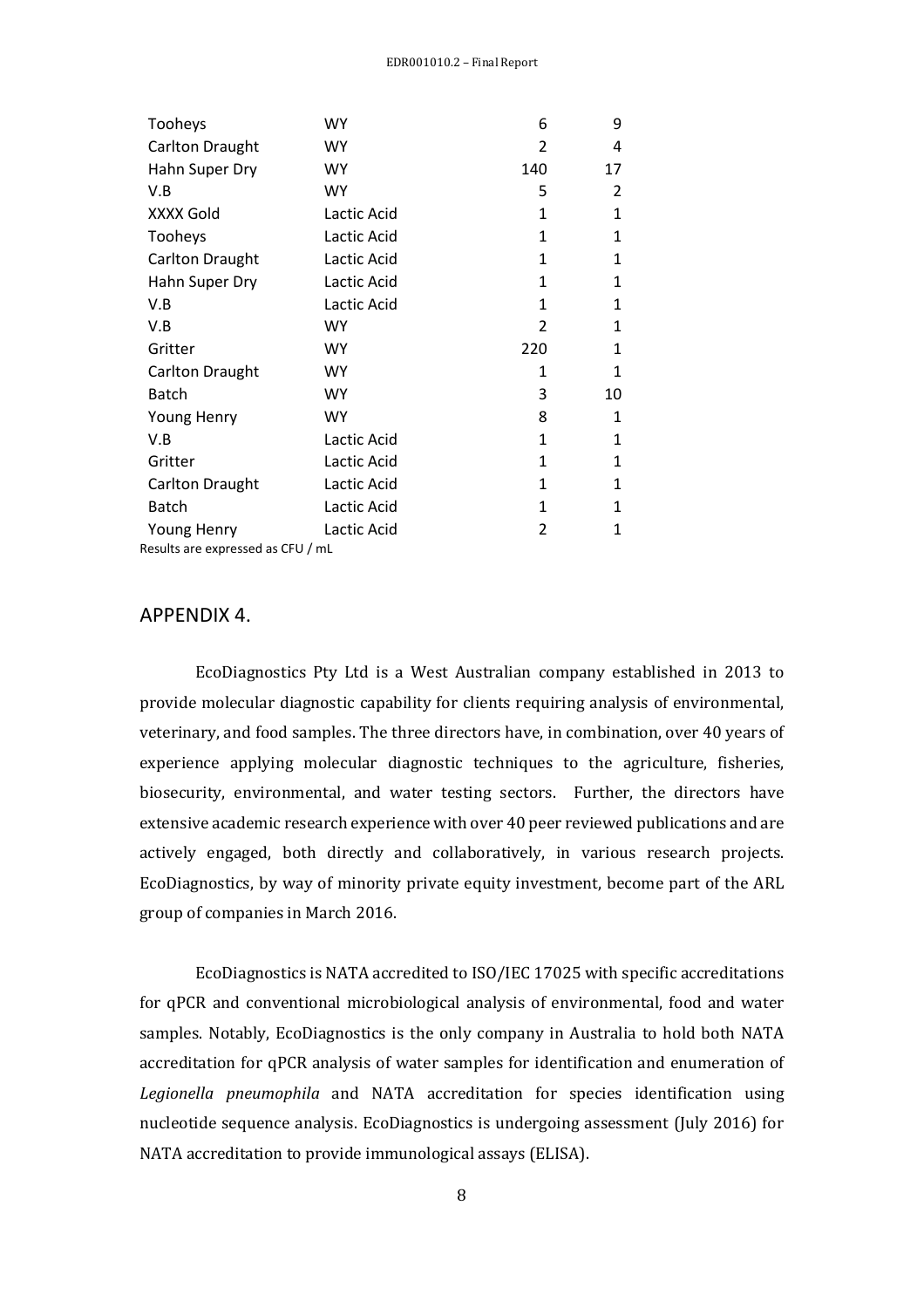| | | | |
|---|---|---|---|
| Tooheys | WY | 6 | 9 |
| Carlton Draught | WY | 2 | 4 |
| Hahn Super Dry | WY | 140 | 17 |
| V.B | WY | 5 | 2 |
| XXXX Gold | Lactic Acid | 1 | 1 |
| Tooheys | Lactic Acid | 1 | 1 |
| Carlton Draught | Lactic Acid | 1 | 1 |
| Hahn Super Dry | Lactic Acid | 1 | 1 |
| V.B | Lactic Acid | 1 | 1 |
| V.B | WY | 2 | 1 |
| Gritter | WY | 220 | 1 |
| Carlton Draught | WY | 1 | 1 |
| Batch | WY | 3 | 10 |
| Young Henry | WY | 8 | 1 |
| V.B | Lactic Acid | 1 | 1 |
| Gritter | Lactic Acid | 1 | 1 |
| Carlton Draught | Lactic Acid | 1 | 1 |
| Batch | Lactic Acid | 1 | 1 |
| Young Henry | Lactic Acid | 2 | 1 |

Results are expressed as CFU / mL

## APPENDIX 4.

EcoDiagnostics Pty Ltd is a West Australian company established in 2013 to provide molecular diagnostic capability for clients requiring analysis of environmental, veterinary, and food samples. The three directors have, in combination, over 40 years of experience applying molecular diagnostic techniques to the agriculture, fisheries, biosecurity, environmental, and water testing sectors. Further, the directors have extensive academic research experience with over 40 peer reviewed publications and are actively engaged, both directly and collaboratively, in various research projects. EcoDiagnostics, by way of minority private equity investment, become part of the ARL group of companies in March 2016.

EcoDiagnostics is NATA accredited to ISO/IEC 17025 with specific accreditations for qPCR and conventional microbiological analysis of environmental, food and water samples. Notably, EcoDiagnostics is the only company in Australia to hold both NATA accreditation for qPCR analysis of water samples for identification and enumeration of *Legionella pneumophila* and NATA accreditation for species identification using nucleotide sequence analysis. EcoDiagnostics is undergoing assessment (July 2016) for NATA accreditation to provide immunological assays (ELISA).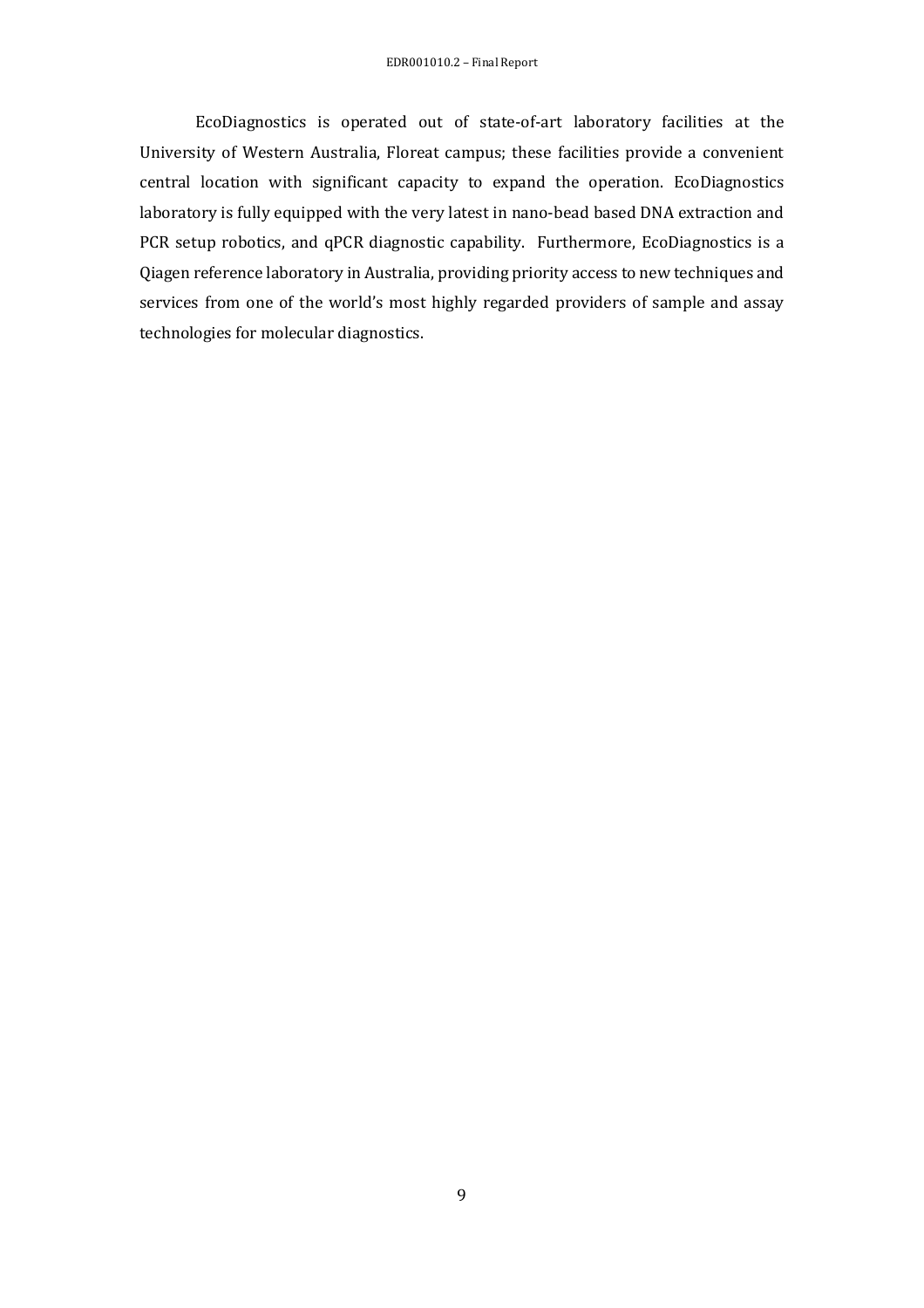EcoDiagnostics is operated out of state-of-art laboratory facilities at the University of Western Australia, Floreat campus; these facilities provide a convenient central location with significant capacity to expand the operation. EcoDiagnostics laboratory is fully equipped with the very latest in nano-bead based DNA extraction and PCR setup robotics, and qPCR diagnostic capability. Furthermore, EcoDiagnostics is a Qiagen reference laboratory in Australia, providing priority access to new techniques and services from one of the world's most highly regarded providers of sample and assay technologies for molecular diagnostics.